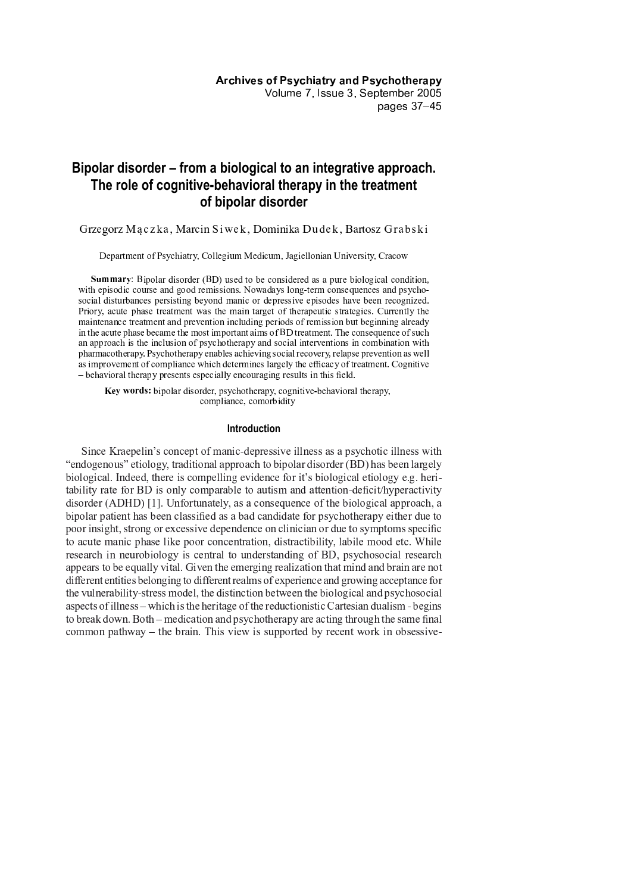# Bipolar disorder – from a biological to an integrative approach. The role of cognitive-behavioral therapy in the treatment of bipolar disorder

Grzegorz Mączka, Marcin Siwek, Dominika Dudek, Bartosz Grabski

Department of Psychiatry, Collegium Medicum, Jagiellonian University, Cracow

**Summary**: Bipolar disorder (BD) used to be considered as a pure biological condition, with episodic course and good remissions. Nowadays long-term consequences and psychosocial disturbances persisting beyond manic or depressive episodes have been recognized. Priory, acute phase treatment was the main target of therapeutic strategies. Currently the maintenance treatment and prevention including periods of remission but beginning already in the acute phase became the most important aims of BD treatment. The consequence of such an approach is the inclusion of psychotherapy and social interventions in combination with pharmacotherapy. Psychotherapy enables achieving social recovery, relapse prevention as well as improvement of compliance which determines largely the efficacy of treatment. Cognitive – behavioral therapy presents especially encouraging results in this field.

**Key words:** bipolar disorder, psychotherapy, cognitive-behavioral therapy, compliance, comorbidity

## Introduction

Since Kraepelin's concept of manic-depressive illness as a psychotic illness with "endogenous" etiology, traditional approach to bipolar disorder (BD) has been largely biological. Indeed, there is compelling evidence for it's biological etiology e.g. heritability rate for BD is only comparable to autism and attention-deficit/hyperactivity disorder (ADHD) [1]. Unfortunately, as a consequence of the biological approach, a bipolar patient has been classified as a bad candidate for psychotherapy either due to poor insight, strong or excessive dependence on clinician or due to symptoms specific to acute manic phase like poor concentration, distractibility, labile mood etc. While research in neurobiology is central to understanding of BD, psychosocial research appears to be equally vital. Given the emerging realization that mind and brain are not different entities belonging to different realms of experience and growing acceptance for the vulnerability-stress model, the distinction between the biological and psychosocial aspects of illness – which is the heritage of the reductionistic Cartesian dualism - begins to break down. Both – medication and psychotherapy are acting through the same final common pathway – the brain. This view is supported by recent work in obsessive-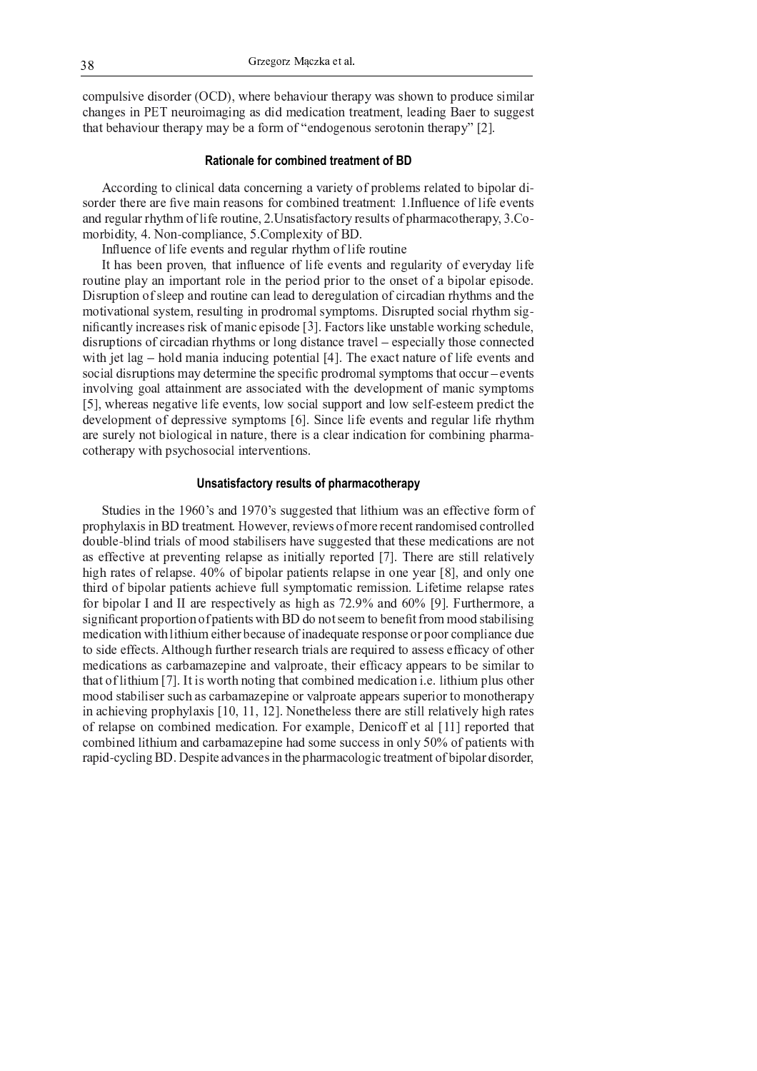compulsive disorder (OCD), where behaviour therapy was shown to produce similar changes in PET neuroimaging as did medication treatment, leading Baer to suggest that behaviour therapy may be a form of "endogenous serotonin therapy" [2].

## Rationale for combined treatment of BD

According to clinical data concerning a variety of problems related to bipolar disorder there are five main reasons for combined treatment: 1.Influence of life events and regular rhythm of life routine, 2.Unsatisfactory results of pharmacotherapy, 3.Comorbidity, 4. Non-compliance, 5.Complexity of BD.

Influence of life events and regular rhythm of life routine

It has been proven, that influence of life events and regularity of everyday life routine play an important role in the period prior to the onset of a bipolar episode. Disruption of sleep and routine can lead to deregulation of circadian rhythms and the motivational system, resulting in prodromal symptoms. Disrupted social rhythm significantly increases risk of manic episode [3]. Factors like unstable working schedule, disruptions of circadian rhythms or long distance travel – especially those connected with jet lag – hold mania inducing potential [4]. The exact nature of life events and social disruptions may determine the specific prodromal symptoms that occur – events involving goal attainment are associated with the development of manic symptoms [5], whereas negative life events, low social support and low self-esteem predict the development of depressive symptoms [6]. Since life events and regular life rhythm are surely not biological in nature, there is a clear indication for combining pharmacotherapy with psychosocial interventions.

## Unsatisfactory results of pharmacotherapy

Studies in the 1960's and 1970's suggested that lithium was an effective form of prophylaxis in BD treatment. However, reviews of more recent randomised controlled double-blind trials of mood stabilisers have suggested that these medications are not as effective at preventing relapse as initially reported [7]. There are still relatively high rates of relapse. 40% of bipolar patients relapse in one year [8], and only one third of bipolar patients achieve full symptomatic remission. Lifetime relapse rates for bipolar I and II are respectively as high as 72.9% and 60% [9]. Furthermore, a significant proportion of patients with BD do not seem to benefit from mood stabilising medication with lithium either because of inadequate response or poor compliance due to side effects. Although further research trials are required to assess efficacy of other medications as carbamazepine and valproate, their efficacy appears to be similar to that of lithium [7]. It is worth noting that combined medication i.e. lithium plus other mood stabiliser such as carbamazepine or valproate appears superior to monotherapy in achieving prophylaxis [10, 11, 12]. Nonetheless there are still relatively high rates of relapse on combined medication. For example, Denicoff et al [11] reported that combined lithium and carbamazepine had some success in only 50% of patients with rapid-cycling BD. Despite advances in the pharmacologic treatment of bipolar disorder,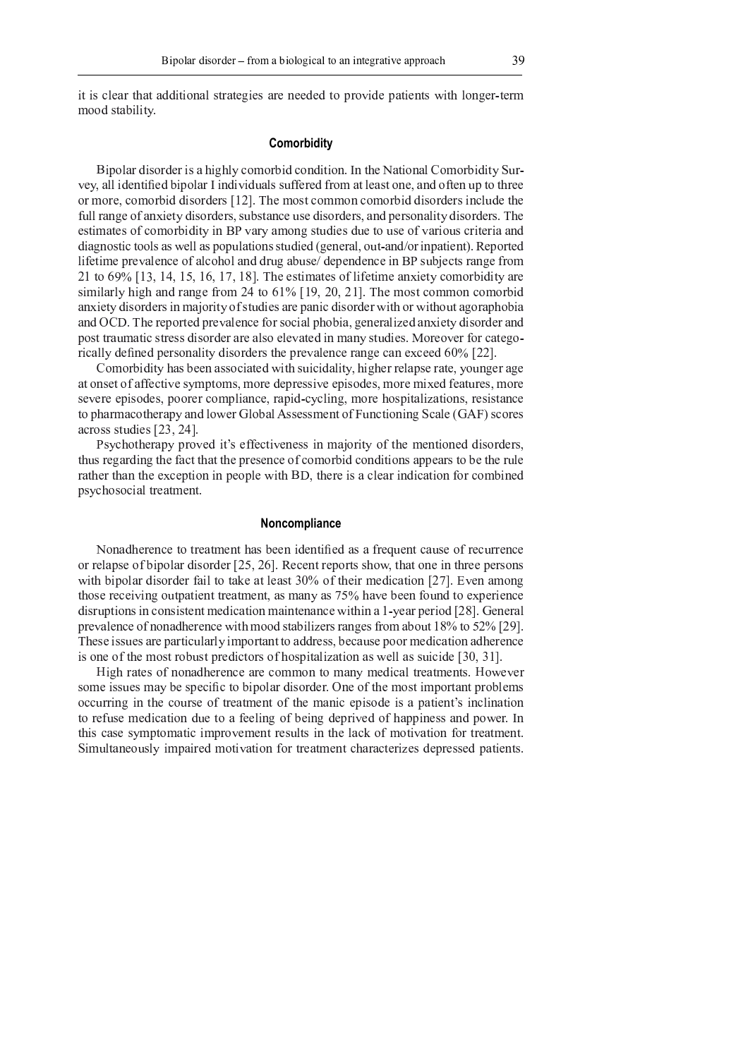it is clear that additional strategies are needed to provide patients with longer-term mood stability.

## Comorbidity

Bipolar disorder is a highly comorbid condition. In the National Comorbidity Survey, all identified bipolar I individuals suffered from at least one, and often up to three or more, comorbid disorders [12]. The most common comorbid disorders include the full range of anxiety disorders, substance use disorders, and personality disorders. The estimates of comorbidity in BP vary among studies due to use of various criteria and diagnostic tools as well as populations studied (general, out-and/or inpatient). Reported lifetime prevalence of alcohol and drug abuse/ dependence in BP subjects range from 21 to 69% [13, 14, 15, 16, 17, 18]. The estimates of lifetime anxiety comorbidity are similarly high and range from 24 to 61% [19, 20, 21]. The most common comorbid anxiety disorders in majority of studies are panic disorder with or without agoraphobia and OCD. The reported prevalence for social phobia, generalized anxiety disorder and post traumatic stress disorder are also elevated in many studies. Moreover for categorically defined personality disorders the prevalence range can exceed 60% [22].

Comorbidity has been associated with suicidality, higher relapse rate, younger age at onset of affective symptoms, more depressive episodes, more mixed features, more severe episodes, poorer compliance, rapid-cycling, more hospitalizations, resistance to pharmacotherapy and lower Global Assessment of Functioning Scale (GAF) scores across studies [23, 24].

Psychotherapy proved it's effectiveness in majority of the mentioned disorders, thus regarding the fact that the presence of comorbid conditions appears to be the rule rather than the exception in people with BD, there is a clear indication for combined psychosocial treatment.

## Noncompliance

Nonadherence to treatment has been identified as a frequent cause of recurrence or relapse of bipolar disorder [25, 26]. Recent reports show, that one in three persons with bipolar disorder fail to take at least 30% of their medication [27]. Even among those receiving outpatient treatment, as many as 75% have been found to experience disruptions in consistent medication maintenance within a 1-year period [28]. General prevalence of nonadherence with mood stabilizers ranges from about 18% to 52% [29]. These issues are particularly important to address, because poor medication adherence is one of the most robust predictors of hospitalization as well as suicide [30, 31].

High rates of nonadherence are common to many medical treatments. However some issues may be specific to bipolar disorder. One of the most important problems occurring in the course of treatment of the manic episode is a patient's inclination to refuse medication due to a feeling of being deprived of happiness and power. In this case symptomatic improvement results in the lack of motivation for treatment. Simultaneously impaired motivation for treatment characterizes depressed patients.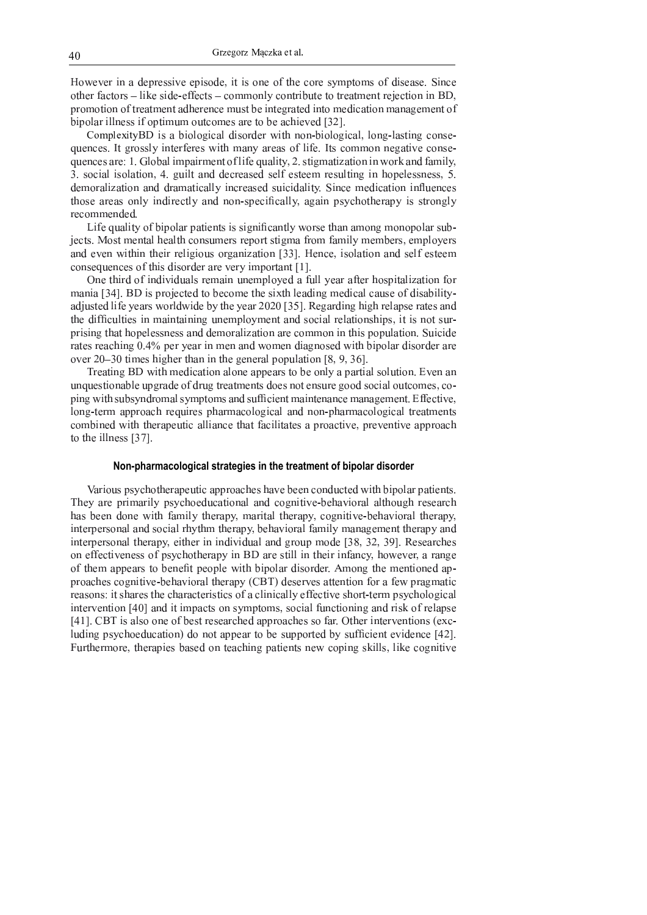However in a depressive episode, it is one of the core symptoms of disease. Since other factors – like side-effects – commonly contribute to treatment rejection in BD, promotion of treatment adherence must be integrated into medication management of bipolar illness if optimum outcomes are to be achieved [32].

ComplexityBD is a biological disorder with non-biological, long-lasting consequences. It grossly interferes with many areas of life. Its common negative consequences are: 1. Global impairment of life quality, 2. stigmatization in work and family, 3. social isolation, 4. guilt and decreased self esteem resulting in hopelessness, 5. demoralization and dramatically increased suicidality. Since medication influences those areas only indirectly and non-specifically, again psychotherapy is strongly recommended.

Life quality of bipolar patients is significantly worse than among monopolar subjects. Most mental health consumers report stigma from family members, employers and even within their religious organization [33]. Hence, isolation and self esteem consequences of this disorder are very important [1].

One third of individuals remain unemployed a full year after hospitalization for mania [34]. BD is projected to become the sixth leading medical cause of disability-adjusted life years worldwide by the year 2020 [35]. Regarding high relapse rates and the difficulties in maintaining unemployment and social relationships, it is not surprising that hopelessness and demoralization are common in this population. Suicide rates reaching 0.4% per year in men and women diagnosed with bipolar disorder are over 20–30 times higher than in the general population [8, 9, 36].

Treating BD with medication alone appears to be only a partial solution. Even an unquestionable upgrade of drug treatments does not ensure good social outcomes, coping with subsyndromal symptoms and sufficient maintenance management. Effective, long-term approach requires pharmacological and non-pharmacological treatments combined with therapeutic alliance that facilitates a proactive, preventive approach to the illness [37].

## Non-pharmacological strategies in the treatment of bipolar disorder

Various psychotherapeutic approaches have been conducted with bipolar patients. They are primarily psychoeducational and cognitive-behavioral although research has been done with family therapy, marital therapy, cognitive-behavioral therapy, interpersonal and social rhythm therapy, behavioral family management therapy and interpersonal therapy, either in individual and group mode [38, 32, 39]. Researches on effectiveness of psychotherapy in BD are still in their infancy, however, a range of them appears to benefit people with bipolar disorder. Among the mentioned approaches cognitive-behavioral therapy (CBT) deserves attention for a few pragmatic reasons: it shares the characteristics of a clinically effective short-term psychological intervention [40] and it impacts on symptoms, social functioning and risk of relapse [41]. CBT is also one of best researched approaches so far. Other interventions (excluding psychoeducation) do not appear to be supported by sufficient evidence [42]. Furthermore, therapies based on teaching patients new coping skills, like cognitive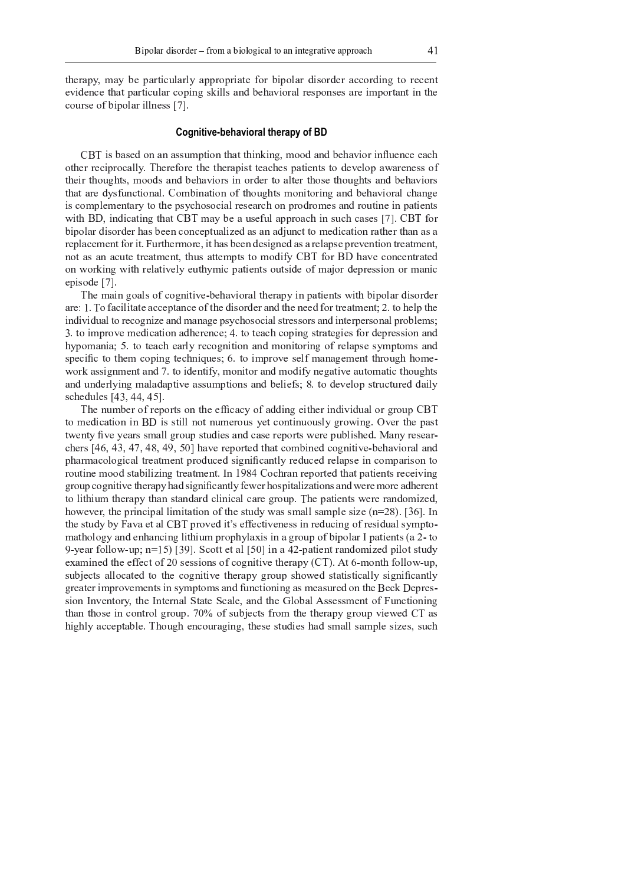therapy, may be particularly appropriate for bipolar disorder according to recent evidence that particular coping skills and behavioral responses are important in the course of bipolar illness [7].

### Cognitive-behavioral therapy of BD

CBT is based on an assumption that thinking, mood and behavior influence each other reciprocally. Therefore the therapist teaches patients to develop awareness of their thoughts, moods and behaviors in order to alter those thoughts and behaviors that are dysfunctional. Combination of thoughts monitoring and behavioral change is complementary to the psychosocial research on prodromes and routine in patients with BD, indicating that CBT may be a useful approach in such cases [7]. CBT for bipolar disorder has been conceptualized as an adjunct to medication rather than as a replacement for it. Furthermore, it has been designed as a relapse prevention treatment, not as an acute treatment, thus attempts to modify CBT for BD have concentrated on working with relatively euthymic patients outside of major depression or manic episode [7].

The main goals of cognitive-behavioral therapy in patients with bipolar disorder are: 1. To facilitate acceptance of the disorder and the need for treatment; 2. to help the individual to recognize and manage psychosocial stressors and interpersonal problems; 3. to improve medication adherence; 4. to teach coping strategies for depression and hypomania; 5. to teach early recognition and monitoring of relapse symptoms and specific to them coping techniques; 6. to improve self management through homework assignment and 7. to identify, monitor and modify negative automatic thoughts and underlying maladaptive assumptions and beliefs; 8. to develop structured daily schedules [43, 44, 45].

The number of reports on the efficacy of adding either individual or group CBT to medication in BD is still not numerous yet continuously growing. Over the past twenty five years small group studies and case reports were published. Many researchers [46, 43, 47, 48, 49, 50] have reported that combined cognitive-behavioral and pharmacological treatment produced significantly reduced relapse in comparison to routine mood stabilizing treatment. In 1984 Cochran reported that patients receiving group cognitive therapy had significantly fewer hospitalizations and were more adherent to lithium therapy than standard clinical care group. The patients were randomized, however, the principal limitation of the study was small sample size (n=28). [36]. In the study by Fava et al CBT proved it's effectiveness in reducing of residual symptomathology and enhancing lithium prophylaxis in a group of bipolar I patients (a 2- to 9-year follow-up; n=15) [39]. Scott et al [50] in a 42-patient randomized pilot study examined the effect of 20 sessions of cognitive therapy (CT). At 6-month follow-up, subjects allocated to the cognitive therapy group showed statistically significantly greater improvements in symptoms and functioning as measured on the Beck Depression Inventory, the Internal State Scale, and the Global Assessment of Functioning than those in control group. 70% of subjects from the therapy group viewed CT as highly acceptable. Though encouraging, these studies had small sample sizes, such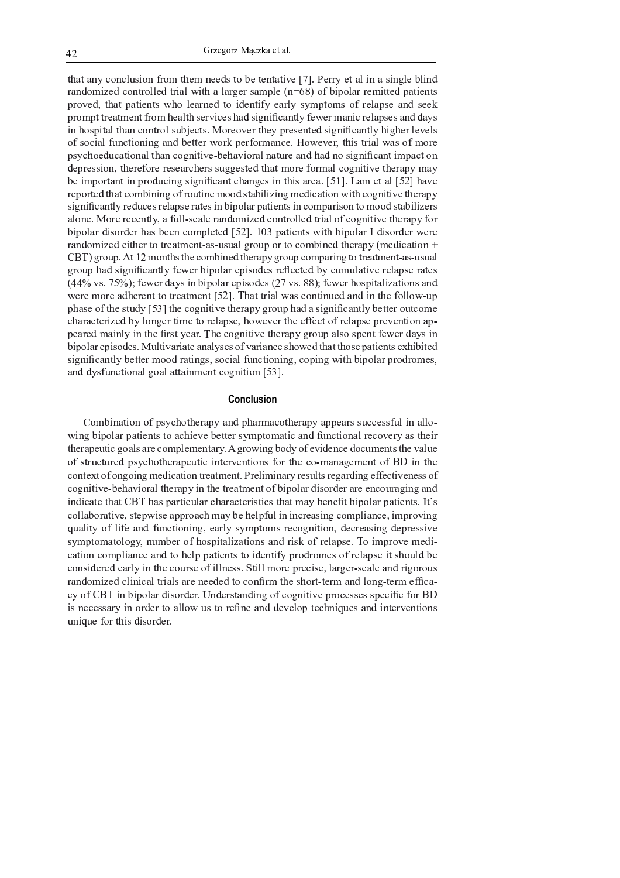that any conclusion from them needs to be tentative [7]. Perry et al in a single blind randomized controlled trial with a larger sample (n=68) of bipolar remitted patients proved, that patients who learned to identify early symptoms of relapse and seek prompt treatment from health services had significantly fewer manic relapses and days in hospital than control subjects. Moreover they presented significantly higher levels of social functioning and better work performance. However, this trial was of more psychoeducational than cognitive-behavioral nature and had no significant impact on depression, therefore researchers suggested that more formal cognitive therapy may be important in producing significant changes in this area. [51]. Lam et al [52] have reported that combining of routine mood stabilizing medication with cognitive therapy significantly reduces relapse rates in bipolar patients in comparison to mood stabilizers alone. More recently, a full-scale randomized controlled trial of cognitive therapy for bipolar disorder has been completed [52]. 103 patients with bipolar I disorder were randomized either to treatment-as-usual group or to combined therapy (medication + CBT) group. At 12 months the combined therapy group comparing to treatment-as-usual group had significantly fewer bipolar episodes reflected by cumulative relapse rates (44% vs. 75%); fewer days in bipolar episodes (27 vs. 88); fewer hospitalizations and were more adherent to treatment [52]. That trial was continued and in the follow-up phase of the study [53] the cognitive therapy group had a significantly better outcome characterized by longer time to relapse, however the effect of relapse prevention appeared mainly in the first year. The cognitive therapy group also spent fewer days in bipolar episodes. Multivariate analyses of variance showed that those patients exhibited significantly better mood ratings, social functioning, coping with bipolar prodromes, and dysfunctional goal attainment cognition [53].

## Conclusion

Combination of psychotherapy and pharmacotherapy appears successful in allowing bipolar patients to achieve better symptomatic and functional recovery as their therapeutic goals are complementary. A growing body of evidence documents the value of structured psychotherapeutic interventions for the co-management of BD in the context of ongoing medication treatment. Preliminary results regarding effectiveness of cognitive-behavioral therapy in the treatment of bipolar disorder are encouraging and indicate that CBT has particular characteristics that may benefit bipolar patients. It's collaborative, stepwise approach may be helpful in increasing compliance, improving quality of life and functioning, early symptoms recognition, decreasing depressive symptomatology, number of hospitalizations and risk of relapse. To improve medication compliance and to help patients to identify prodromes of relapse it should be considered early in the course of illness. Still more precise, larger-scale and rigorous randomized clinical trials are needed to confirm the short-term and long-term efficacy of CBT in bipolar disorder. Understanding of cognitive processes specific for BD is necessary in order to allow us to refine and develop techniques and interventions unique for this disorder.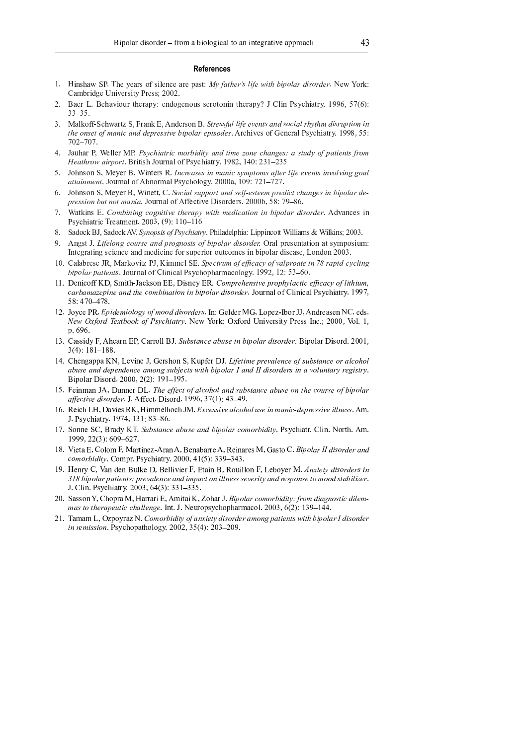## References

1. Hinshaw SP. The years of silence are past: *My father's life with bipolar disorder*. New York: Cambridge University Press; 2002.
2. Baer L. Behaviour therapy: endogenous serotonin therapy? J Clin Psychiatry. 1996, 57(6): 33–35.
3. Malkoff-Schwartz S, Frank E, Anderson B. *Stressful life events and social rhythm disruption in the onset of manic and depressive bipolar episodes*. Archives of General Psychiatry. 1998, 55: 702–707.
4. Jauhar P, Weller MP. *Psychiatric morbidity and time zone changes: a study of patients from Heathrow airport*. British Journal of Psychiatry. 1982, 140: 231–235
5. Johnson S, Meyer B, Winters R. *Increases in manic symptoms after life events involving goal attainment*. Journal of Abnormal Psychology. 2000a, 109: 721–727.
6. Johnson S, Meyer B, Winett, C. *Social support and self-esteem predict changes in bipolar depression but not mania*. Journal of Affective Disorders. 2000b, 58: 79–86.
7. Watkins E. *Combining cognitive therapy with medication in bipolar disorder*. Advances in Psychiatric Treatment. 2003, (9): 110–116
8. Sadock BJ, Sadock AV. *Synopsis of Psychiatry*. Philadelphia: Lippincott Williams & Wilkins; 2003.
9. Angst J. *Lifelong course and prognosis of bipolar disorder.* Oral presentation at symposium: Integrating science and medicine for superior outcomes in bipolar disease, London 2003.
10. Calabrese JR, Markovitz PJ, Kimmel SE. *Spectrum of efficacy of valproate in 78 rapid-cycling bipolar patients*. Journal of Clinical Psychopharmacology. 1992, 12: 53–60.
11. Denicoff KD, Smith-Jackson EE, Disney ER. *Comprehensive prophylactic efficacy of lithium, carbamazepine and the combination in bipolar disorder*. Journal of Clinical Psychiatry. 1997, 58: 470–478.
12. Joyce PR. *Epidemiology of mood disorders*. In: Gelder MG, Lopez-Ibor JJ, Andreasen NC. eds. *New Oxford Textbook of Psychiatry*. New York: Oxford University Press Inc.; 2000, Vol. 1, p. 696.
13. Cassidy F, Ahearn EP, Carroll BJ. *Substance abuse in bipolar disorder*. Bipolar Disord. 2001, 3(4): 181–188.
14. Chengappa KN, Levine J, Gershon S, Kupfer DJ. *Lifetime prevalence of substance or alcohol abuse and dependence among subjects with bipolar I and II disorders in a voluntary registry*. Bipolar Disord. 2000, 2(2): 191–195.
15. Feinman JA, Dunner DL. *The effect of alcohol and substance abuse on the course of bipolar affective disorder*. J. Affect. Disord. 1996, 37(1): 43–49.
16. Reich LH, Davies RK, Himmelhoch JM. *Excessive alcohol use in manic-depressive illness*. Am. J. Psychiatry. 1974, 131: 83–86.
17. Sonne SC, Brady KT. *Substance abuse and bipolar comorbidity*. Psychiatr. Clin. North. Am. 1999, 22(3): 609–627.
18. Vieta E, Colom F, Martinez-Aran A, Benabarre A, Reinares M, Gasto C. *Bipolar II disorder and comorbidity*. Compr. Psychiatry. 2000, 41(5): 339–343.
19. Henry C, Van den Bulke D, Bellivier F, Etain B, Rouillon F, Leboyer M. *Anxiety disorders in 318 bipolar patients: prevalence and impact on illness severity and response to mood stabilizer*. J. Clin. Psychiatry. 2003, 64(3): 331–335.
20. Sasson Y, Chopra M, Harrari E, Amitai K, Zohar J. *Bipolar comorbidity: from diagnostic dilemmas to therapeutic challenge*. Int. J. Neuropsychopharmacol. 2003, 6(2): 139–144.
21. Tamam L, Ozpoyraz N. *Comorbidity of anxiety disorder among patients with bipolar I disorder in remission*. Psychopathology. 2002, 35(4): 203–209.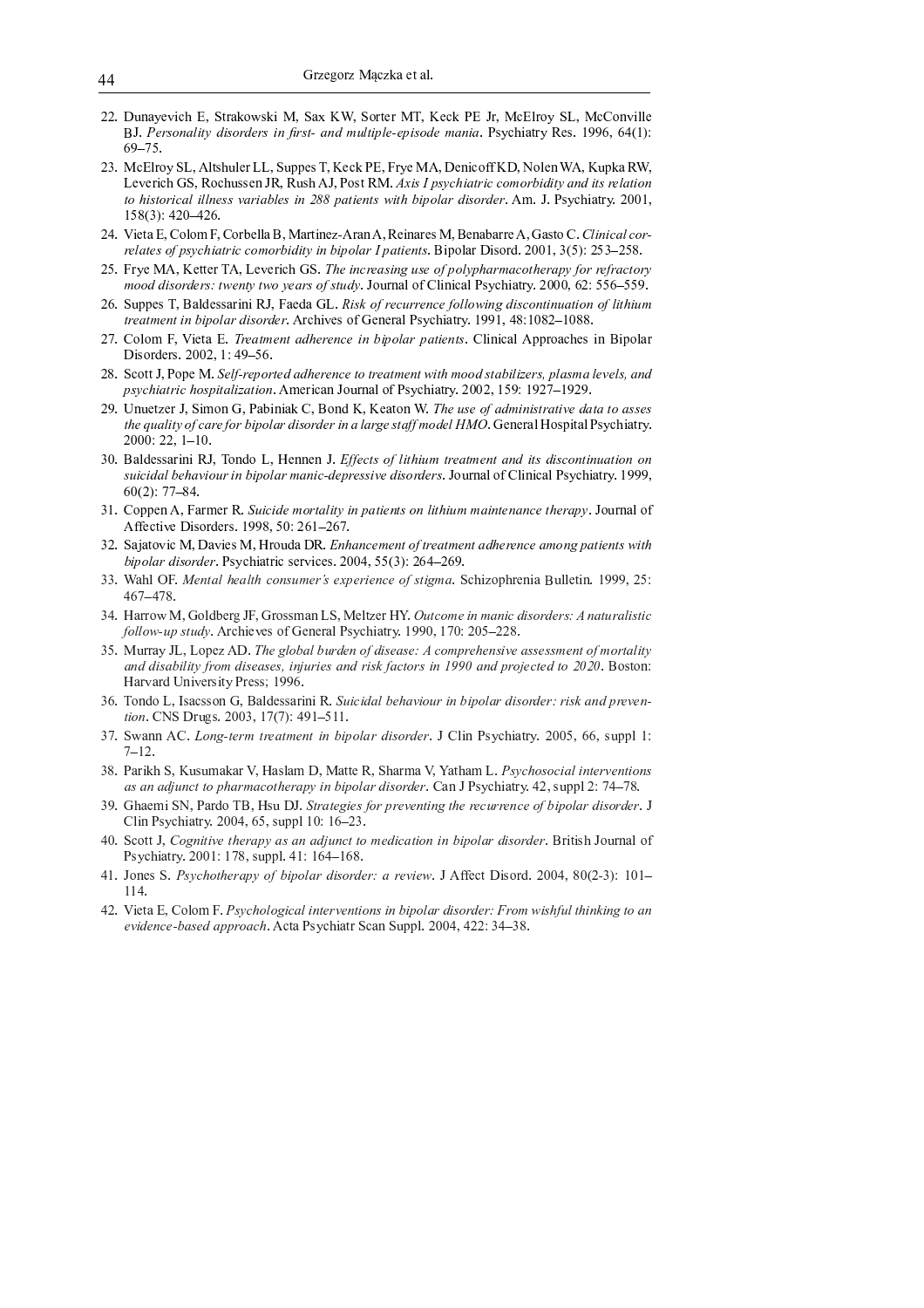22. Dunayevich E, Strakowski M, Sax KW, Sorter MT, Keck PE Jr, McElroy SL, McConville BJ. *Personality disorders in first- and multiple-episode mania*. Psychiatry Res. 1996, 64(1): 69–75.
23. McElroy SL, Altshuler LL, Suppes T, Keck PE, Frye MA, Denicoff KD, Nolen WA, Kupka RW, Leverich GS, Rochussen JR, Rush AJ, Post RM. *Axis I psychiatric comorbidity and its relation to historical illness variables in 288 patients with bipolar disorder*. Am. J. Psychiatry. 2001, 158(3): 420–426.
24. Vieta E, Colom F, Corbella B, Martinez-Aran A, Reinares M, Benabarre A, Gasto C. *Clinical correlates of psychiatric comorbidity in bipolar I patients*. Bipolar Disord. 2001, 3(5): 253–258.
25. Frye MA, Ketter TA, Leverich GS. *The increasing use of polypharmacotherapy for refractory mood disorders: twenty two years of study*. Journal of Clinical Psychiatry. 2000, 62: 556–559.
26. Suppes T, Baldessarini RJ, Faeda GL. *Risk of recurrence following discontinuation of lithium treatment in bipolar disorder*. Archives of General Psychiatry. 1991, 48:1082–1088.
27. Colom F, Vieta E. *Treatment adherence in bipolar patients*. Clinical Approaches in Bipolar Disorders. 2002, 1: 49–56.
28. Scott J, Pope M. *Self-reported adherence to treatment with mood stabilizers, plasma levels, and psychiatric hospitalization*. American Journal of Psychiatry. 2002, 159: 1927–1929.
29. Unuetzer J, Simon G, Pabiniak C, Bond K, Keaton W. *The use of administrative data to asses the quality of care for bipolar disorder in a large staff model HMO*. General Hospital Psychiatry. 2000: 22, 1–10.
30. Baldessarini RJ, Tondo L, Hennen J. *Effects of lithium treatment and its discontinuation on suicidal behaviour in bipolar manic-depressive disorders*. Journal of Clinical Psychiatry. 1999, 60(2): 77–84.
31. Coppen A, Farmer R. *Suicide mortality in patients on lithium maintenance therapy*. Journal of Affective Disorders. 1998, 50: 261–267.
32. Sajatovic M, Davies M, Hrouda DR. *Enhancement of treatment adherence among patients with bipolar disorder*. Psychiatric services. 2004, 55(3): 264–269.
33. Wahl OF. *Mental health consumer's experience of stigma*. Schizophrenia Bulletin. 1999, 25: 467–478.
34. Harrow M, Goldberg JF, Grossman LS, Meltzer HY. *Outcome in manic disorders: A naturalistic follow-up study*. Archieves of General Psychiatry. 1990, 170: 205–228.
35. Murray JL, Lopez AD. *The global burden of disease: A comprehensive assessment of mortality and disability from diseases, injuries and risk factors in 1990 and projected to 2020*. Boston: Harvard University Press; 1996.
36. Tondo L, Isacsson G, Baldessarini R. *Suicidal behaviour in bipolar disorder: risk and prevention*. CNS Drugs. 2003, 17(7): 491–511.
37. Swann AC. *Long-term treatment in bipolar disorder*. J Clin Psychiatry. 2005, 66, suppl 1: 7–12.
38. Parikh S, Kusumakar V, Haslam D, Matte R, Sharma V, Yatham L. *Psychosocial interventions as an adjunct to pharmacotherapy in bipolar disorder*. Can J Psychiatry. 42, suppl 2: 74–78.
39. Ghaemi SN, Pardo TB, Hsu DJ. *Strategies for preventing the recurrence of bipolar disorder*. J Clin Psychiatry. 2004, 65, suppl 10: 16–23.
40. Scott J, *Cognitive therapy as an adjunct to medication in bipolar disorder*. British Journal of Psychiatry. 2001: 178, suppl. 41: 164–168.
41. Jones S. *Psychotherapy of bipolar disorder: a review*. J Affect Disord. 2004, 80(2-3): 101–114.
42. Vieta E, Colom F. *Psychological interventions in bipolar disorder: From wishful thinking to an evidence-based approach*. Acta Psychiatr Scan Suppl. 2004, 422: 34–38.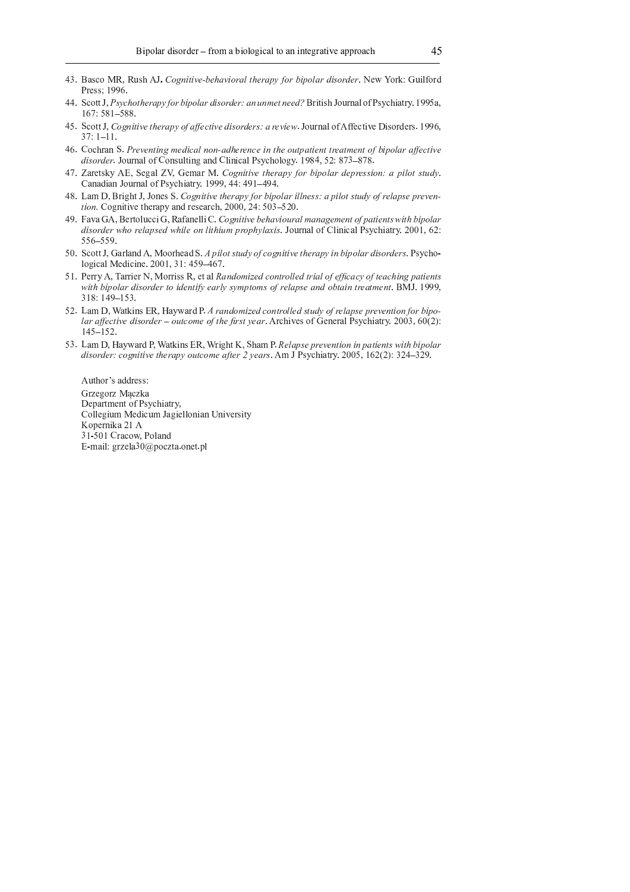43. Basco MR, Rush AJ. *Cognitive-behavioral therapy for bipolar disorder*. New York: Guilford Press; 1996.
44. Scott J, *Psychotherapy for bipolar disorder: an unmet need?* British Journal of Psychiatry. 1995a, 167: 581–588.
45. Scott J, *Cognitive therapy of affective disorders: a review*. Journal of Affective Disorders. 1996, 37: 1–11.
46. Cochran S. *Preventing medical non-adherence in the outpatient treatment of bipolar affective disorder*. Journal of Consulting and Clinical Psychology. 1984, 52: 873–878.
47. Zaretsky AE, Segal ZV, Gemar M. *Cognitive therapy for bipolar depression: a pilot study*. Canadian Journal of Psychiatry. 1999, 44: 491–494.
48. Lam D, Bright J, Jones S. *Cognitive therapy for bipolar illness: a pilot study of relapse prevention.* Cognitive therapy and research, 2000, 24: 503–520.
49. Fava GA, Bertolucci G, Rafanelli C. *Cognitive behavioural management of patients with bipolar disorder who relapsed while on lithium prophylaxis*. Journal of Clinical Psychiatry. 2001, 62: 556–559.
50. Scott J, Garland A, Moorhead S. *A pilot study of cognitive therapy in bipolar disorders*. Psychological Medicine. 2001, 31: 459–467.
51. Perry A, Tarrier N, Morriss R, et al *Randomized controlled trial of efficacy of teaching patients with bipolar disorder to identify early symptoms of relapse and obtain treatment*. BMJ. 1999, 318: 149–153.
52. Lam D, Watkins ER, Hayward P. *A randomized controlled study of relapse prevention for bipolar affective disorder – outcome of the first year*. Archives of General Psychiatry. 2003, 60(2): 145–152.
53. Lam D, Hayward P, Watkins ER, Wright K, Sham P. *Relapse prevention in patients with bipolar disorder: cognitive therapy outcome after 2 years*. Am J Psychiatry. 2005, 162(2): 324–329.

Author's address:
Grzegorz Mączka
Department of Psychiatry,
Collegium Medicum Jagiellonian University
Kopernika 21 A
31-501 Cracow, Poland
E-mail: grzela30@poczta.onet.pl